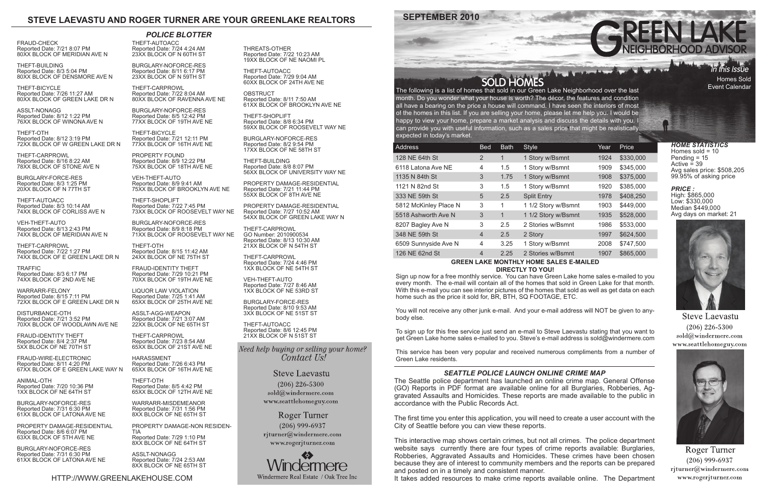# STEVE LAEVASTU AND ROGER TURNER ARE YOUR GREENLAKE REALTORS

## POLICE BLOTTER

FRAUD-CHECK
Reported Date: 7/21 8:07 PM
80XX BLOCK OF MERIDIAN AVE N

THEFT-BUILDING
Reported Date: 8/3 5:04 PM
80XX BLOCK OF DENSMORE AVE N

THEFT-BICYCLE
Reported Date: 7/26 11:27 AM
80XX BLOCK OF GREEN LAKE DR N

ASSLT-NONAGG
Reported Date: 8/12 1:22 PM
76XX BLOCK OF WINONA AVE N

THEFT-OTH
Reported Date: 8/12 3:19 PM
72XX BLOCK OF W GREEN LAKE DR N

THEFT-CARPROWL
Reported Date: 8/16 8:22 AM
78XX BLOCK OF STONE AVE N

BURGLARY-FORCE-RES
Reported Date: 8/3 1:25 PM
20XX BLOCK OF N 77TH ST

THEFT-AUTOACC
Reported Date: 8/3 10:14 AM
74XX BLOCK OF CORLISS AVE N

VEH-THEFT-AUTO
Reported Date: 8/13 2:43 PM
74XX BLOCK OF MERIDIAN AVE N

THEFT-CARPROWL
Reported Date: 7/22 1:27 PM
74XX BLOCK OF E GREEN LAKE DR N

TRAFFIC
Reported Date: 8/3 6:17 PM
74XX BLOCK OF 2ND AVE NE

WARRARR-FELONY
Reported Date: 8/15 7:11 PM
72XX BLOCK OF E GREEN LAKE DR N

DISTURBANCE-OTH
Reported Date: 7/21 3:52 PM
70XX BLOCK OF WOODLAWN AVE NE

FRAUD-IDENTITY THEFT
Reported Date: 8/4 2:37 PM
5XX BLOCK OF NE 70TH ST

FRAUD-WIRE-ELECTRONIC
Reported Date: 8/11 4:20 PM
67XX BLOCK OF E GREEN LAKE WAY N

ANIMAL-OTH
Reported Date: 7/20 10:36 PM
1XX BLOCK OF NE 64TH ST

BURGLARY-NOFORCE-RES
Reported Date: 7/31 6:30 PM
61XX BLOCK OF LATONA AVE NE

PROPERTY DAMAGE-RESIDENTIAL
Reported Date: 8/6 6:07 PM
63XX BLOCK OF 5TH AVE NE

BURGLARY-NOFORCE-RES
Reported Date: 7/31 6:30 PM
61XX BLOCK OF LATONA AVE NE

THEFT-AUTOACC
Reported Date: 7/24 4:24 AM
23XX BLOCK OF N 60TH ST

BURGLARY-NOFORCE-RES
Reported Date: 8/11 6:17 PM
23XX BLOCK OF N 59TH ST

THEFT-CARPROWL
Reported Date: 7/22 8:04 AM
80XX BLOCK OF RAVENNA AVE NE

BURGLARY-NOFORCE-RES
Reported Date: 8/5 12:42 PM
77XX BLOCK OF 19TH AVE NE

THEFT-BICYCLE
Reported Date: 7/21 12:11 PM
77XX BLOCK OF 16TH AVE NE

PROPERTY FOUND
Reported Date: 8/9 12:22 PM
75XX BLOCK OF 18TH AVE NE

VEH-THEFT-AUTO
Reported Date: 8/9 9:41 AM
75XX BLOCK OF BROOKLYN AVE NE

THEFT-SHOPLIFT
Reported Date: 7/22 7:45 PM
73XX BLOCK OF ROOSEVELT WAY NE

BURGLARY-NOFORCE-RES
Reported Date: 8/9 8:18 PM
71XX BLOCK OF ROOSEVELT WAY NE

THEFT-OTH
Reported Date: 8/15 11:42 AM
24XX BLOCK OF NE 75TH ST

FRAUD-IDENTITY THEFT
Reported Date: 7/29 10:21 PM
70XX BLOCK OF 19TH AVE NE

LIQUOR LAW VIOLATION
Reported Date: 7/25 1:41 AM
65XX BLOCK OF 25TH AVE NE

ASSLT-AGG-WEAPON
Reported Date: 7/21 3:07 AM
22XX BLOCK OF NE 65TH ST

THEFT-CARPROWL
Reported Date: 7/23 8:54 AM
65XX BLOCK OF 21ST AVE NE

HARASSMENT
Reported Date: 7/26 6:43 PM
65XX BLOCK OF 16TH AVE NE

THEFT-OTH
Reported Date: 8/5 4:42 PM
65XX BLOCK OF 12TH AVE NE

WARRARR-MISDEMEANOR
Reported Date: 7/31 1:56 PM
8XX BLOCK OF NE 65TH ST

PROPERTY DAMAGE-NON RESIDENTIA
Reported Date: 7/29 1:10 PM
8XX BLOCK OF NE 64TH ST

ASSLT-NONAGG
Reported Date: 7/24 2:53 AM
8XX BLOCK OF NE 65TH ST

THREATS-OTHER
Reported Date: 7/22 10:23 AM
19XX BLOCK OF NE NAOMI PL

THEFT-AUTOACC
Reported Date: 7/29 9:04 AM
60XX BLOCK OF 24TH AVE NE

OBSTRUCT
Reported Date: 8/11 7:50 AM
61XX BLOCK OF BROOKLYN AVE NE

THEFT-SHOPLIFT
Reported Date: 8/8 6:34 PM
59XX BLOCK OF ROOSEVELT WAY NE

BURGLARY-NOFORCE-RES
Reported Date: 8/2 9:54 PM
17XX BLOCK OF NE 58TH ST

THEFT-BUILDING
Reported Date: 8/8 8:07 PM
56XX BLOCK OF UNIVERSITY WAY NE

PROPERTY DAMAGE-RESIDENTIAL
Reported Date: 7/21 11:44 PM
55XX BLOCK OF 8TH AVE NE

PROPERTY DAMAGE-RESIDENTIAL
Reported Date: 7/27 10:52 AM
54XX BLOCK OF GREEN LAKE WAY N

THEFT-CARPROWL
GO Number: 2010900534
Reported Date: 8/13 10:30 AM
21XX BLOCK OF N 54TH ST

THEFT-CARPROWL
Reported Date: 7/24 4:46 PM
1XX BLOCK OF NE 54TH ST

VEH-THEFT-AUTO
Reported Date: 7/27 8:46 AM
1XX BLOCK OF NE 53RD ST

BURGLARY-FORCE-RES
Reported Date: 8/10 9:53 AM
3XX BLOCK OF NE 51ST ST

THEFT-AUTOACC
Reported Date: 8/6 12:45 PM
21XX BLOCK OF N 51ST ST

*Need help buying or selling your home? Contact Us!*

Steve Laevastu
(206) 226-5300
sold@windermere.com
www.seattlehomeguy.com

Roger Turner
(206) 999-6937
rjturner@windermere.com
www.rogerjturner.com

Windermere
Windermere Real Estate / Oak Tree Inc

HTTP://WWW.GREENLAKEHOUSE.COM

SEPTEMBER 2010

# GREEN LAKE NEIGHBORHOOD ADVISOR

*In this Issue*
Homes Sold
Event Calendar

## SOLD HOMES

The following is a list of homes that sold in our Green Lake Neighborhood over the last month. Do you wonder what your house is worth? The décor, the features and condition all have a bearing on the price a house will command. I have seen the interiors of most of the homes in this list. If you are selling your home, please let me help you. I would be happy to view your home, prepare a market analysis and discuss the details with you. I can provide you with useful information, such as a sales price that might be realistically expected in today's market.

| Address | Bed | Bath | Style | Year | Price |
|---|---|---|---|---|---|
| 128 NE 64th St | 2 | 1 | 1 Story w/Bsmnt | 1924 | $330,000 |
| 6118 Latona Ave NE | 4 | 1.5 | 1 Story w/Bsmnt | 1909 | $345,000 |
| 1135 N 84th St | 3 | 1.75 | 1 Story w/Bsmnt | 1908 | $375,000 |
| 1121 N 82nd St | 3 | 1.5 | 1 Story w/Bsmnt | 1920 | $385,000 |
| 333 NE 59th St | 5 | 2.5 | Split Entry | 1978 | $408,250 |
| 5812 McKinley Place N | 3 | 1 | 1 1/2 Story w/Bsmnt | 1903 | $449,000 |
| 5518 Ashworth Ave N | 3 | 1 | 1 1/2 Story w/Bsmnt | 1935 | $528,000 |
| 8207 Bagley Ave N | 3 | 2.5 | 2 Stories w/Bsmnt | 1986 | $533,000 |
| 348 NE 59th St | 4 | 2.5 | 2 Story | 1997 | $624,500 |
| 6509 Sunnyside Ave N | 4 | 3.25 | 1 Story w/Bsmnt | 2008 | $747,500 |
| 126 NE 62nd St | 4 | 2.25 | 2 Stories w/Bsmnt | 1907 | $865,000 |

### HOME STATISTICS

Homes sold = 10
Pending = 15
Active = 39
Avg sales price: $508,205
99.95% of asking price

### PRICE :

High: $865,000
Low: $330,000
Median $449,000
Avg days on market: 21

Steve Laevastu
(206) 226-5300
sold@windermere.com
www.seattlehomeguy.com

Roger Turner
(206) 999-6937
rjturner@windermere.com
www.rogerjturner.com

### GREEN LAKE MONTHLY HOME SALES E-MAILED DIRECTLY TO YOU!

Sign up now for a free monthly service. You can have Green Lake home sales e-mailed to you every month. The e-mail will contain all of the homes that sold in Green Lake for that month. With this e-mail you can see interior pictures of the homes that sold as well as get data on each home such as the price it sold for, BR, BTH, SQ FOOTAGE, ETC.

You will not receive any other junk e-mail. And your e-mail address will NOT be given to anybody else.

To sign up for this free service just send an e-mail to Steve Laevastu stating that you want to get Green Lake home sales e-mailed to you. Steve's e-mail address is sold@windermere.com

This service has been very popular and received numerous compliments from a number of Green Lake residents.

### SEATTLE POLICE LAUNCH ONLINE CRIME MAP

The Seattle police department has launched an online crime map. General Offense (GO) Reports in PDF format are available online for all Burglaries, Robberies, Aggravated Assaults and Homicides. These reports are made available to the public in accordance with the Public Records Act.

The first time you enter this application, you will need to create a user account with the City of Seattle before you can view these reports.

This interactive map shows certain crimes, but not all crimes. The police department website says currently there are four types of crime reports available: Burglaries, Robberies, Aggravated Assaults and Homicides. These crimes have been chosen because they are of interest to community members and the reports can be prepared and posted on in a timely and consistent manner.

It takes added resources to make crime reports available online. The Department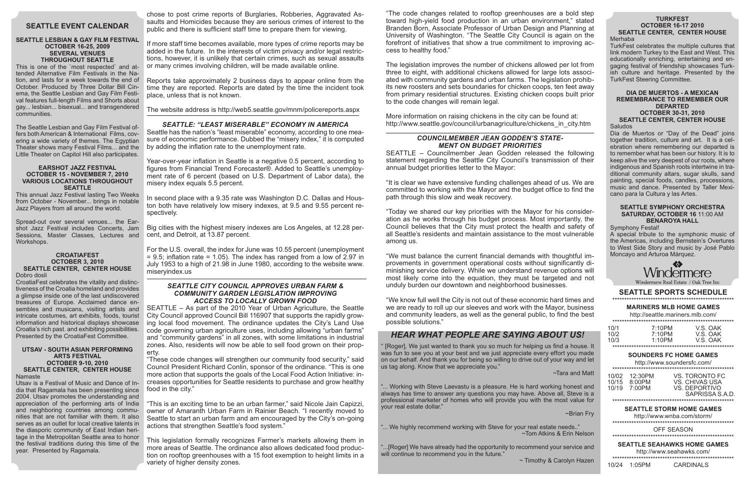## SEATTLE EVENT CALENDAR

### SEATTLE LESBIAN & GAY FILM FESTIVAL
**OCTOBER 16-25, 2009**
**SEVERAL VENUES THROUGHOUT SEATTLE**

This is one of the `most respected` and attended Alternative Film Festivals in the Nation, and lasts for a week towards the end of October. Produced by Three Dollar Bill Cinema, the Seattle Lesbian and Gay Film Festival features full-length Films and Shorts about gay... lesbian... bisexual... and transgendered communities.

The Seattle Lesbian and Gay Film Festival offers both American & International Films, covering a wide variety of themes. The Egyptian Theater shows many Festival Films... and the Little Theater on Capitol Hill also participates.

### EARSHOT JAZZ FESTIVAL
**OCTOBER 15 - NOVEMBER 7, 2010**
**VARIOUS LOCATIONS THROUGHOUT SEATTLE**

This annual Jazz Festival lasting Two Weeks from October - November... brings in notable Jazz Players from all around the world.

Spread-out over several venues... the Earshot Jazz Festival includes Concerts, Jam Sessions, Master Classes, Lectures and Workshops.

### CROATIAFEST
**OCTOBER 3, 2010**
**SEATTLE CENTER, CENTER HOUSE**

Dobro dosli

CroatiaFest celebrates the vitality and distinctiveness of the Croatia homeland and provides a glimpse inside one of the last undiscovered treasures of Europe. Acclaimed dance ensembles and musicans, visiting artists and intricate costumes, art exhibits, foods, tourist information and historical displays showcase Croatia's rich past. and exhibiting possibilities. Presented by the CroatiaFest Committee.

### UTSAV - SOUTH ASIAN PERFORMING ARTS FESTIVAL
**OCTOBER 9-10, 2010**
**SEATTLE CENTER, CENTER HOUSE**

Namaste

Utsav is a Festival of Music and Dance of India that Ragamala has been presenting since 2004. Utsav promotes the understanding and appreciation of the performing arts of India and neighboring countries among communities that are not familiar with them. It also serves as an outlet for local creative talents in the diasporic community of East Indian heritage in the Metropolitan Seattle area to honor the festival traditions during this time of the year. Presented by Ragamala.

chose to post crime reports of Burglaries, Robberies, Aggravated Assaults and Homicides because they are serious crimes of interest to the public and there is sufficient staff time to prepare them for viewing.

If more staff time becomes available, more types of crime reports may be added in the future. In the interests of victim privacy and/or legal restrictions, however, it is unlikely that certain crimes, such as sexual assaults or many crimes involving children, will be made available online.

Reports take approximately 2 business days to appear online from the time they are reported. Reports are dated by the time the incident took place, unless that is not known.

The website address is http://web5.seattle.gov/mnm/policereports.aspx

### *SEATTLE: "LEAST MISERABLE" ECONOMY IN AMERICA*

Seattle has the nation's "least miserable" economy, according to one measure of economic performance. Dubbed the "misery index," it is computed by adding the inflation rate to the unemployment rate.

Year-over-year inflation in Seattle is a negative 0.5 percent, according to figures from Financial Trend Forecaster®. Added to Seattle's unemployment rate of 6 percent (based on U.S. Department of Labor data), the misery index equals 5.5 percent.

In second place with a 9.35 rate was Washington D.C. Dallas and Houston both have relatively low misery indexes, at 9.5 and 9.55 percent respectively.

Big cities with the highest misery indexes are Los Angeles, at 12.28 percent, and Detroit, at 13.87 percent.

For the U.S. overall, the index for June was 10.55 percent (unemployment = 9.5; inflation rate = 1.05). The index has ranged from a low of 2.97 in July 1953 to a high of 21.98 in June 1980, according to the website www.miseryindex.us

### *SEATTLE CITY COUNCIL APPROVES URBAN FARM & COMMUNITY GARDEN LEGISLATION IMPROVING ACCESS TO LOCALLY GROWN FOOD*

SEATTLE – As part of the 2010 Year of Urban Agriculture, the Seattle City Council approved Council Bill 116907 that supports the rapidly growing local food movement. The ordinance updates the City's Land Use code governing urban agriculture uses, including allowing "urban farms" and "community gardens" in all zones, with some limitations in industrial zones. Also, residents will now be able to sell food grown on their property.

"These code changes will strengthen our community food security," said Council President Richard Conlin, sponsor of the ordinance. "This is one more action that supports the goals of the Local Food Action Initiative: increases opportunities for Seattle residents to purchase and grow healthy food in the city."

"This is an exciting time to be an urban farmer," said Nicole Jain Capizzi, owner of Amaranth Urban Farm in Rainier Beach. "I recently moved to Seattle to start an urban farm and am encouraged by the City's on-going actions that strengthen Seattle's food system."

This legislation formally recognizes Farmer's markets allowing them in more areas of Seattle. The ordinance also allows dedicated food production on rooftop greenhouses with a 15 foot exemption to height limits in a variety of higher density zones.

"The code changes related to rooftop greenhouses are a bold step toward high-yield food production in an urban environment," stated Branden Born, Associate Professor of Urban Design and Planning at University of Washington. "The Seattle City Council is again on the forefront of initiatives that show a true commitment to improving access to healthy food."

The legislation improves the number of chickens allowed per lot from three to eight, with additional chickens allowed for large lots associated with community gardens and urban farms. The legislation prohibits new roosters and sets boundaries for chicken coops, ten feet away from primary residential structures. Existing chicken coops built prior to the code changes will remain legal.

More information on raising chickens in the city can be found at:
http://www.seattle.gov/council/urbanagriculture/chickens_in_city.htm

### *COUNCILMEMBER JEAN GODDEN'S STATEMENT ON BUDGET PRIORITIES*

SEATTLE – Councilmember Jean Godden released the following statement regarding the Seattle City Council's transmission of their annual budget priorities letter to the Mayor:

"It is clear we have extensive funding challenges ahead of us. We are committed to working with the Mayor and the budget office to find the path through this slow and weak recovery.

"Today we shared our key priorities with the Mayor for his consideration as he works through his budget process. Most importantly, the Council believes that the City must protect the health and safety of all Seattle's residents and maintain assistance to the most vulnerable among us.

"We must balance the current financial demands with thoughtful improvements in government operational costs without significantly diminishing service delivery. While we understand revenue options will most likely come into the equation, they must be targeted and not unduly burden our downtown and neighborhood businesses.

"We know full well the City is not out of these economic hard times and we are ready to roll up our sleeves and work with the Mayor, business and community leaders, as well as the general public, to find the best possible solutions."

## *HEAR WHAT PEOPLE ARE SAYING ABOUT US!*

" [Roger], We just wanted to thank you so much for helping us find a house. It was fun to see you at your best and we just appreciate every effort you made on our behalf. And thank you for being so willing to drive out of your way and let us tag along. Know that we appreciate you."

~Tara and Matt

"... Working with Steve Laevastu is a pleasure. He is hard working honest and always has time to answer any questions you may have. Above all, Steve is a professional marketer of homes who will provide you with the most value for your real estate dollar."

~Brian Fry

"... We highly recommend working with Steve for your real estate needs.."

~Tom Atkins & Erin Nelson

"...[Roger] We have already had the opportunity to recommend your service and will continue to recommend you in the future."

~ Timothy & Carolyn Hazen

### TURKFEST
**OCTOBER 16-17 2010**
**SEATTLE CENTER, CENTER HOUSE**

Merhaba

TurkFest celebrates the multiple cultures that link modern Turkey to the East and West. This educationally enriching, entertaining and engaging festival of friendship showcases Turkish culture and heritage. Presented by the TurkFest Steering Committee.

### DIA DE MUERTOS - A MEXICAN REMEMBRANCE TO REMEMBER OUR DEPARTED
**OCTOBER 30-31, 2010**
**SEATTLE CENTER, CENTER HOUSE**

Saludos

Dia de Muertos or "Day of the Dead" joins together tradition, culture and art. It is a celebration where remembering our departed is to remember what has been our history. It is to keep alive the very deepest of our roots, where indigenous and Spanish roots intertwine in traditional community altars, sugar skulls, sand painting, special foods, candles, processions, music and dance. Presented by Taller Mexicano para la Cultura y las Artes.

### SEATTLE SYMPHONY ORCHESTRA
**SATURDAY, OCTOBER 16** 11:00 AM
**BENAROYA HALL**

Symphony Festal!

A special tribute to the symphonic music of the Americas, including Bernstein's Overtures to West Side Story and music by José Pablo Moncayo and Arturoa Márquez.

Windermere
Windermere Real Estate / Oak Tree Inc

## SEATTLE SPORTS SCHEDULE

### MARINERS MLB HOME GAMES
http://seattle.mariners.mlb.com/

| | | |
|---|---|---|
| 10/1 | 7:10PM | V.S. OAK |
| 10/2 | 7:10PM | V.S. OAK |
| 10/3 | 1:10PM | V.S. OAK |

### SOUNDERS FC HOME GAMES
http://www.soundersfc.com/

| | | |
|---|---|---|
| 10/02 | 12:30PM | VS. TORONTO FC |
| 10/15 | 8:00PM | VS. CHIVAS USA |
| 10/19 | 7:00PM | VS. DEPORTIVO SAPRISSA S.A.D. |

### SEATTLE STORM HOME GAMES
http://www.wnba.com/storm/

OFF SEASON

### SEATTLE SEAHAWKS HOME GAMES
http://www.seahawks.com/

| | | |
|---|---|---|
| 10/24 | 1:05PM | CARDINALS |